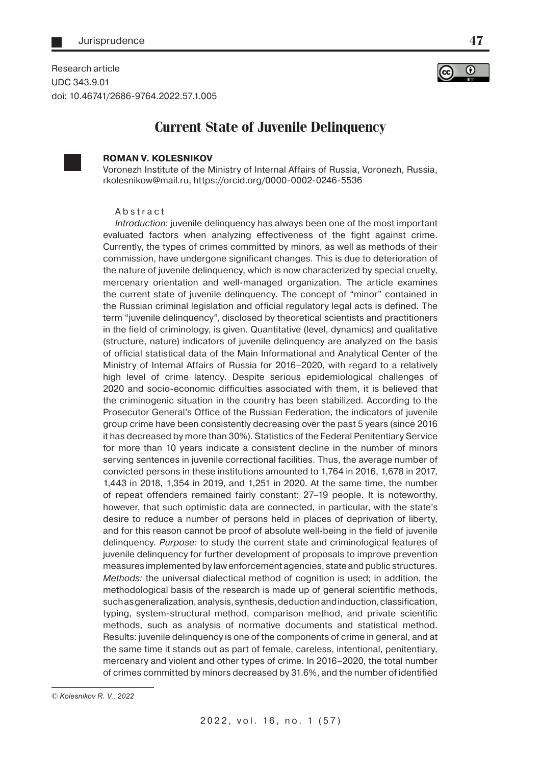Research article
UDC 343.9.01
doi: 10.46741/2686-9764.2022.57.1.005

# Current State of Juvenile Delinquency

**ROMAN V. KOLESNIKOV**

Voronezh Institute of the Ministry of Internal Affairs of Russia, Voronezh, Russia, rkolesnikow@mail.ru, https://orcid.org/0000-0002-0246-5536

Abstract

*Introduction:* juvenile delinquency has always been one of the most important evaluated factors when analyzing effectiveness of the fight against crime. Currently, the types of crimes committed by minors, as well as methods of their commission, have undergone significant changes. This is due to deterioration of the nature of juvenile delinquency, which is now characterized by special cruelty, mercenary orientation and well-managed organization. The article examines the current state of juvenile delinquency. The concept of "minor" contained in the Russian criminal legislation and official regulatory legal acts is defined. The term "juvenile delinquency", disclosed by theoretical scientists and practitioners in the field of criminology, is given. Quantitative (level, dynamics) and qualitative (structure, nature) indicators of juvenile delinquency are analyzed on the basis of official statistical data of the Main Informational and Analytical Center of the Ministry of Internal Affairs of Russia for 2016–2020, with regard to a relatively high level of crime latency. Despite serious epidemiological challenges of 2020 and socio-economic difficulties associated with them, it is believed that the criminogenic situation in the country has been stabilized. According to the Prosecutor General's Office of the Russian Federation, the indicators of juvenile group crime have been consistently decreasing over the past 5 years (since 2016 it has decreased by more than 30%). Statistics of the Federal Penitentiary Service for more than 10 years indicate a consistent decline in the number of minors serving sentences in juvenile correctional facilities. Thus, the average number of convicted persons in these institutions amounted to 1,764 in 2016, 1,678 in 2017, 1,443 in 2018, 1,354 in 2019, and 1,251 in 2020. At the same time, the number of repeat offenders remained fairly constant: 27–19 people. It is noteworthy, however, that such optimistic data are connected, in particular, with the state's desire to reduce a number of persons held in places of deprivation of liberty, and for this reason cannot be proof of absolute well-being in the field of juvenile delinquency. *Purpose:* to study the current state and criminological features of juvenile delinquency for further development of proposals to improve prevention measures implemented by law enforcement agencies, state and public structures. *Methods:* the universal dialectical method of cognition is used; in addition, the methodological basis of the research is made up of general scientific methods, such as generalization, analysis, synthesis, deduction and induction, classification, typing, system-structural method, comparison method, and private scientific methods, such as analysis of normative documents and statistical method. Results: juvenile delinquency is one of the components of crime in general, and at the same time it stands out as part of female, careless, intentional, penitentiary, mercenary and violent and other types of crime. In 2016–2020, the total number of crimes committed by minors decreased by 31.6%, and the number of identified

© *Kolesnikov R. V., 2022*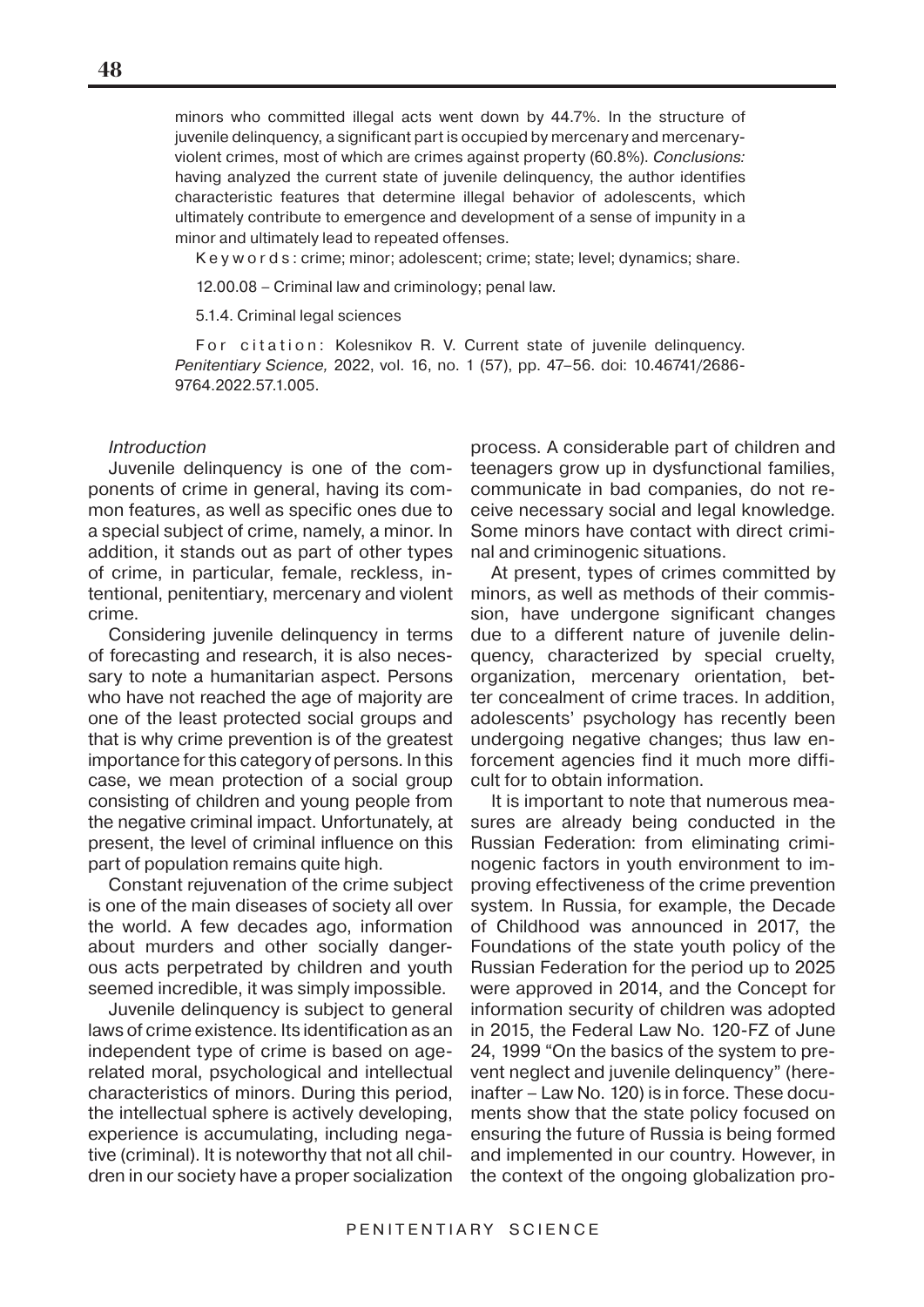minors who committed illegal acts went down by 44.7%. In the structure of juvenile delinquency, a significant part is occupied by mercenary and mercenary-violent crimes, most of which are crimes against property (60.8%). *Conclusions:* having analyzed the current state of juvenile delinquency, the author identifies characteristic features that determine illegal behavior of adolescents, which ultimately contribute to emergence and development of a sense of impunity in a minor and ultimately lead to repeated offenses.

Keywords: crime; minor; adolescent; crime; state; level; dynamics; share.

12.00.08 – Criminal law and criminology; penal law.

5.1.4. Criminal legal sciences

For citation: Kolesnikov R. V. Current state of juvenile delinquency. *Penitentiary Science,* 2022, vol. 16, no. 1 (57), pp. 47–56. doi: 10.46741/2686-9764.2022.57.1.005.

*Introduction*

Juvenile delinquency is one of the components of crime in general, having its common features, as well as specific ones due to a special subject of crime, namely, a minor. In addition, it stands out as part of other types of crime, in particular, female, reckless, intentional, penitentiary, mercenary and violent crime.

Considering juvenile delinquency in terms of forecasting and research, it is also necessary to note a humanitarian aspect. Persons who have not reached the age of majority are one of the least protected social groups and that is why crime prevention is of the greatest importance for this category of persons. In this case, we mean protection of a social group consisting of children and young people from the negative criminal impact. Unfortunately, at present, the level of criminal influence on this part of population remains quite high.

Constant rejuvenation of the crime subject is one of the main diseases of society all over the world. A few decades ago, information about murders and other socially dangerous acts perpetrated by children and youth seemed incredible, it was simply impossible.

Juvenile delinquency is subject to general laws of crime existence. Its identification as an independent type of crime is based on age-related moral, psychological and intellectual characteristics of minors. During this period, the intellectual sphere is actively developing, experience is accumulating, including negative (criminal). It is noteworthy that not all children in our society have a proper socialization process. A considerable part of children and teenagers grow up in dysfunctional families, communicate in bad companies, do not receive necessary social and legal knowledge. Some minors have contact with direct criminal and criminogenic situations.

At present, types of crimes committed by minors, as well as methods of their commission, have undergone significant changes due to a different nature of juvenile delinquency, characterized by special cruelty, organization, mercenary orientation, better concealment of crime traces. In addition, adolescents' psychology has recently been undergoing negative changes; thus law enforcement agencies find it much more difficult for to obtain information.

It is important to note that numerous measures are already being conducted in the Russian Federation: from eliminating criminogenic factors in youth environment to improving effectiveness of the crime prevention system. In Russia, for example, the Decade of Childhood was announced in 2017, the Foundations of the state youth policy of the Russian Federation for the period up to 2025 were approved in 2014, and the Concept for information security of children was adopted in 2015, the Federal Law No. 120-FZ of June 24, 1999 "On the basics of the system to prevent neglect and juvenile delinquency" (hereinafter – Law No. 120) is in force. These documents show that the state policy focused on ensuring the future of Russia is being formed and implemented in our country. However, in the context of the ongoing globalization pro-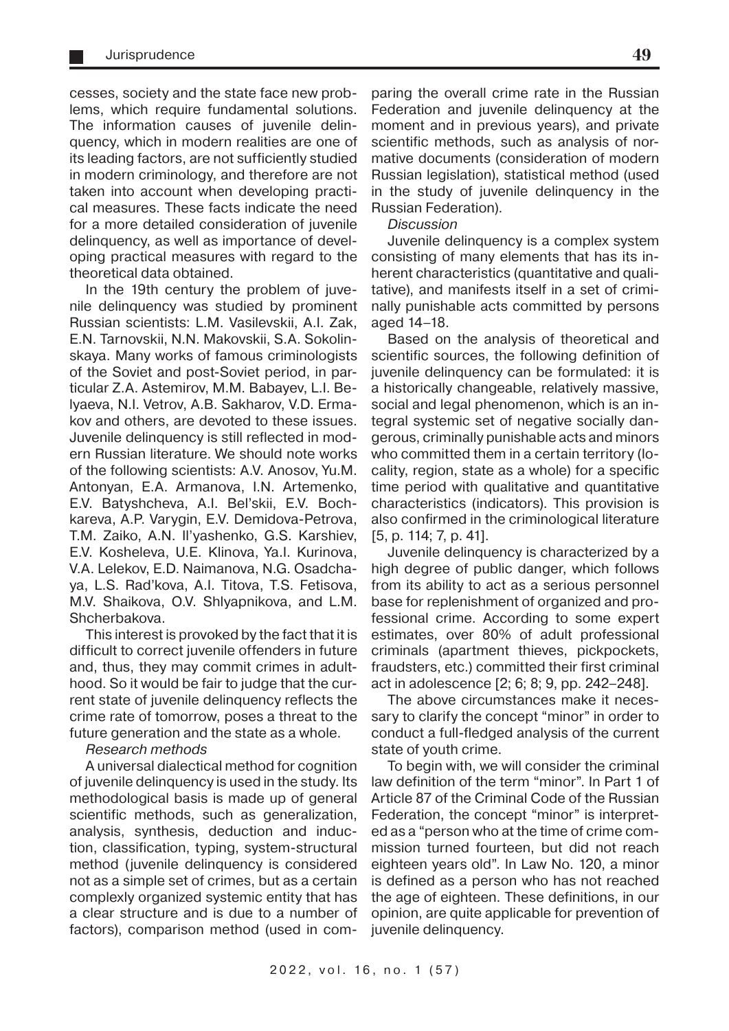cesses, society and the state face new problems, which require fundamental solutions. The information causes of juvenile delinquency, which in modern realities are one of its leading factors, are not sufficiently studied in modern criminology, and therefore are not taken into account when developing practical measures. These facts indicate the need for a more detailed consideration of juvenile delinquency, as well as importance of developing practical measures with regard to the theoretical data obtained.

In the 19th century the problem of juvenile delinquency was studied by prominent Russian scientists: L.M. Vasilevskii, A.I. Zak, E.N. Tarnovskii, N.N. Makovskii, S.A. Sokolinskaya. Many works of famous criminologists of the Soviet and post-Soviet period, in particular Z.A. Astemirov, M.M. Babayev, L.I. Belyaeva, N.I. Vetrov, A.B. Sakharov, V.D. Ermakov and others, are devoted to these issues. Juvenile delinquency is still reflected in modern Russian literature. We should note works of the following scientists: A.V. Anosov, Yu.M. Antonyan, E.A. Armanova, I.N. Artemenko, E.V. Batyshcheva, A.I. Bel'skii, E.V. Bochkareva, A.P. Varygin, E.V. Demidova-Petrova, T.M. Zaiko, A.N. Il'yashenko, G.S. Karshiev, E.V. Kosheleva, U.E. Klinova, Ya.I. Kurinova, V.A. Lelekov, E.D. Naimanova, N.G. Osadchaya, L.S. Rad'kova, A.I. Titova, T.S. Fetisova, M.V. Shaikova, O.V. Shlyapnikova, and L.M. Shcherbakova.

This interest is provoked by the fact that it is difficult to correct juvenile offenders in future and, thus, they may commit crimes in adulthood. So it would be fair to judge that the current state of juvenile delinquency reflects the crime rate of tomorrow, poses a threat to the future generation and the state as a whole.

*Research methods*

A universal dialectical method for cognition of juvenile delinquency is used in the study. Its methodological basis is made up of general scientific methods, such as generalization, analysis, synthesis, deduction and induction, classification, typing, system-structural method (juvenile delinquency is considered not as a simple set of crimes, but as a certain complexly organized systemic entity that has a clear structure and is due to a number of factors), comparison method (used in comparing the overall crime rate in the Russian Federation and juvenile delinquency at the moment and in previous years), and private scientific methods, such as analysis of normative documents (consideration of modern Russian legislation), statistical method (used in the study of juvenile delinquency in the Russian Federation).

*Discussion*

Juvenile delinquency is a complex system consisting of many elements that has its inherent characteristics (quantitative and qualitative), and manifests itself in a set of criminally punishable acts committed by persons aged 14–18.

Based on the analysis of theoretical and scientific sources, the following definition of juvenile delinquency can be formulated: it is a historically changeable, relatively massive, social and legal phenomenon, which is an integral systemic set of negative socially dangerous, criminally punishable acts and minors who committed them in a certain territory (locality, region, state as a whole) for a specific time period with qualitative and quantitative characteristics (indicators). This provision is also confirmed in the criminological literature [5, p. 114; 7, p. 41].

Juvenile delinquency is characterized by a high degree of public danger, which follows from its ability to act as a serious personnel base for replenishment of organized and professional crime. According to some expert estimates, over 80% of adult professional criminals (apartment thieves, pickpockets, fraudsters, etc.) committed their first criminal act in adolescence [2; 6; 8; 9, pp. 242–248].

The above circumstances make it necessary to clarify the concept "minor" in order to conduct a full-fledged analysis of the current state of youth crime.

To begin with, we will consider the criminal law definition of the term "minor". In Part 1 of Article 87 of the Criminal Code of the Russian Federation, the concept "minor" is interpreted as a "person who at the time of crime commission turned fourteen, but did not reach eighteen years old". In Law No. 120, a minor is defined as a person who has not reached the age of eighteen. These definitions, in our opinion, are quite applicable for prevention of juvenile delinquency.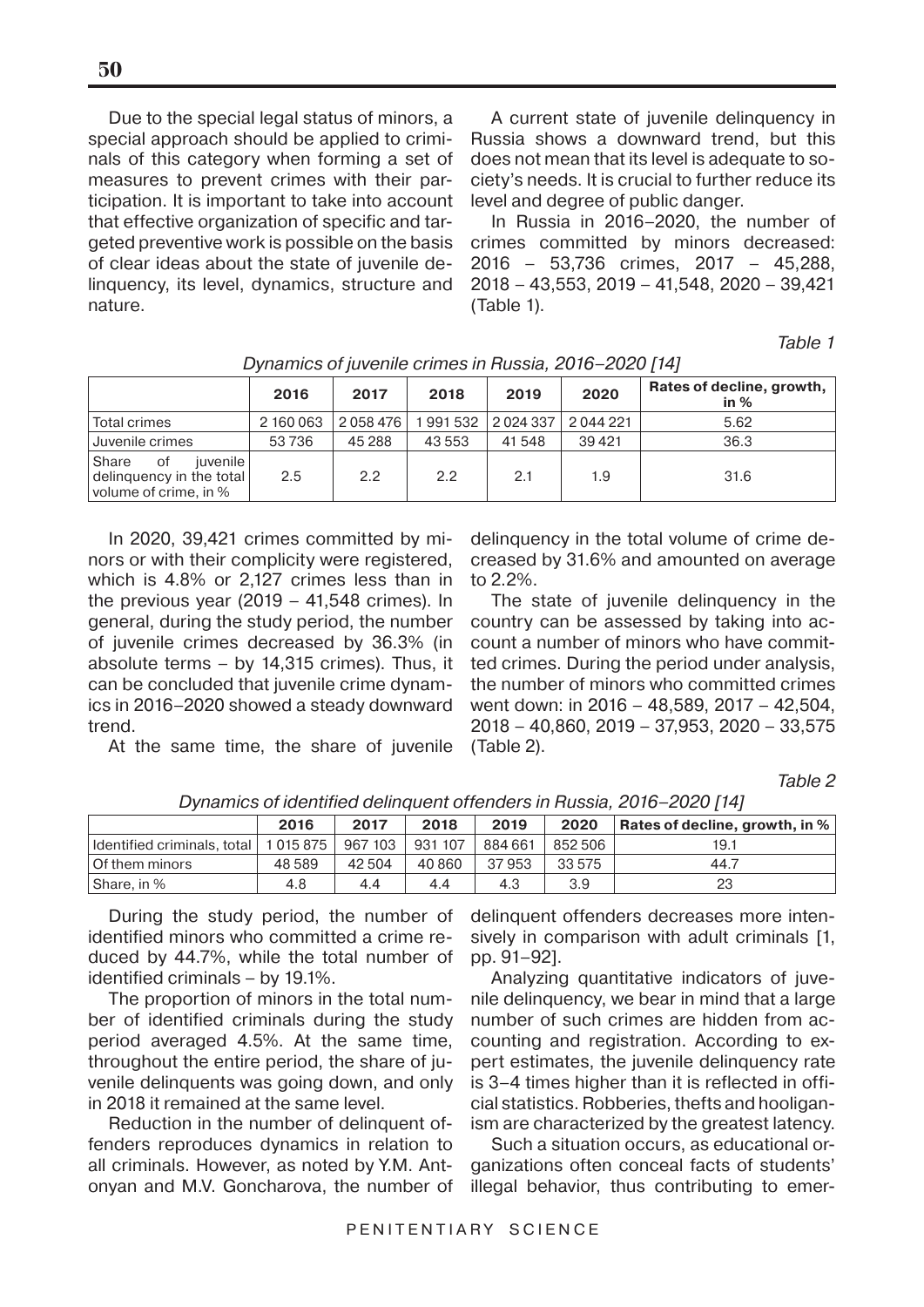Due to the special legal status of minors, a special approach should be applied to criminals of this category when forming a set of measures to prevent crimes with their participation. It is important to take into account that effective organization of specific and targeted preventive work is possible on the basis of clear ideas about the state of juvenile delinquency, its level, dynamics, structure and nature.

A current state of juvenile delinquency in Russia shows a downward trend, but this does not mean that its level is adequate to society's needs. It is crucial to further reduce its level and degree of public danger.

In Russia in 2016–2020, the number of crimes committed by minors decreased: 2016 – 53,736 crimes, 2017 – 45,288, 2018 – 43,553, 2019 – 41,548, 2020 – 39,421 (Table 1).

*Table 1*

*Dynamics of juvenile crimes in Russia, 2016–2020 [14]*

| | 2016 | 2017 | 2018 | 2019 | 2020 | Rates of decline, growth, in % |
|---|---|---|---|---|---|---|
| Total crimes | 2 160 063 | 2 058 476 | 1 991 532 | 2 024 337 | 2 044 221 | 5.62 |
| Juvenile crimes | 53 736 | 45 288 | 43 553 | 41 548 | 39 421 | 36.3 |
| Share of juvenile delinquency in the total volume of crime, in % | 2.5 | 2.2 | 2.2 | 2.1 | 1.9 | 31.6 |

In 2020, 39,421 crimes committed by minors or with their complicity were registered, which is 4.8% or 2,127 crimes less than in the previous year (2019 – 41,548 crimes). In general, during the study period, the number of juvenile crimes decreased by 36.3% (in absolute terms – by 14,315 crimes). Thus, it can be concluded that juvenile crime dynamics in 2016–2020 showed a steady downward trend.

At the same time, the share of juvenile delinquency in the total volume of crime decreased by 31.6% and amounted on average to 2.2%.

The state of juvenile delinquency in the country can be assessed by taking into account a number of minors who have committed crimes. During the period under analysis, the number of minors who committed crimes went down: in 2016 – 48,589, 2017 – 42,504, 2018 – 40,860, 2019 – 37,953, 2020 – 33,575 (Table 2).

*Table 2*

*Dynamics of identified delinquent offenders in Russia, 2016–2020 [14]*

| | 2016 | 2017 | 2018 | 2019 | 2020 | Rates of decline, growth, in % |
|---|---|---|---|---|---|---|
| Identified criminals, total | 1 015 875 | 967 103 | 931 107 | 884 661 | 852 506 | 19.1 |
| Of them minors | 48 589 | 42 504 | 40 860 | 37 953 | 33 575 | 44.7 |
| Share, in % | 4.8 | 4.4 | 4.4 | 4.3 | 3.9 | 23 |

During the study period, the number of identified minors who committed a crime reduced by 44.7%, while the total number of identified criminals – by 19.1%.

The proportion of minors in the total number of identified criminals during the study period averaged 4.5%. At the same time, throughout the entire period, the share of juvenile delinquents was going down, and only in 2018 it remained at the same level.

Reduction in the number of delinquent offenders reproduces dynamics in relation to all criminals. However, as noted by Y.M. Antonyan and M.V. Goncharova, the number of delinquent offenders decreases more intensively in comparison with adult criminals [1, pp. 91–92].

Analyzing quantitative indicators of juvenile delinquency, we bear in mind that a large number of such crimes are hidden from accounting and registration. According to expert estimates, the juvenile delinquency rate is 3–4 times higher than it is reflected in official statistics. Robberies, thefts and hooliganism are characterized by the greatest latency.

Such a situation occurs, as educational organizations often conceal facts of students' illegal behavior, thus contributing to emer-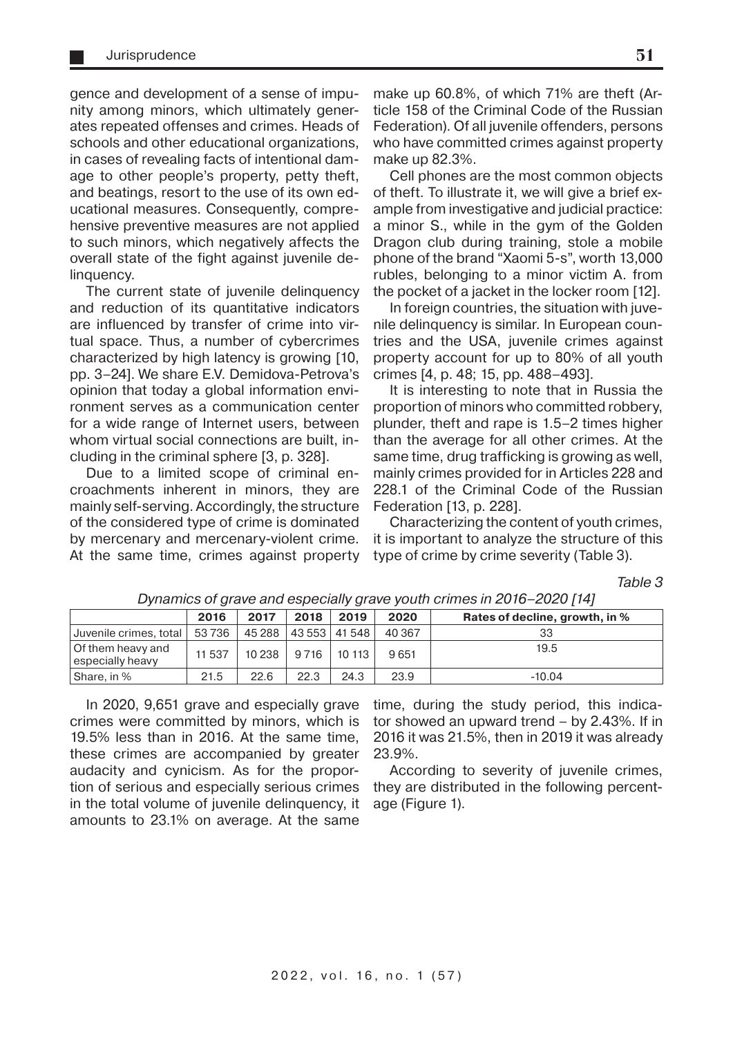gence and development of a sense of impunity among minors, which ultimately generates repeated offenses and crimes. Heads of schools and other educational organizations, in cases of revealing facts of intentional damage to other people's property, petty theft, and beatings, resort to the use of its own educational measures. Consequently, comprehensive preventive measures are not applied to such minors, which negatively affects the overall state of the fight against juvenile delinquency.

The current state of juvenile delinquency and reduction of its quantitative indicators are influenced by transfer of crime into virtual space. Thus, a number of cybercrimes characterized by high latency is growing [10, pp. 3–24]. We share E.V. Demidova-Petrova's opinion that today a global information environment serves as a communication center for a wide range of Internet users, between whom virtual social connections are built, including in the criminal sphere [3, p. 328].

Due to a limited scope of criminal encroachments inherent in minors, they are mainly self-serving. Accordingly, the structure of the considered type of crime is dominated by mercenary and mercenary-violent crime. At the same time, crimes against property make up 60.8%, of which 71% are theft (Article 158 of the Criminal Code of the Russian Federation). Of all juvenile offenders, persons who have committed crimes against property make up 82.3%.

Cell phones are the most common objects of theft. To illustrate it, we will give a brief example from investigative and judicial practice: a minor S., while in the gym of the Golden Dragon club during training, stole a mobile phone of the brand "Xaomi 5-s", worth 13,000 rubles, belonging to a minor victim A. from the pocket of a jacket in the locker room [12].

In foreign countries, the situation with juvenile delinquency is similar. In European countries and the USA, juvenile crimes against property account for up to 80% of all youth crimes [4, p. 48; 15, pp. 488–493].

It is interesting to note that in Russia the proportion of minors who committed robbery, plunder, theft and rape is 1.5–2 times higher than the average for all other crimes. At the same time, drug trafficking is growing as well, mainly crimes provided for in Articles 228 and 228.1 of the Criminal Code of the Russian Federation [13, p. 228].

Characterizing the content of youth crimes, it is important to analyze the structure of this type of crime by crime severity (Table 3).

*Table 3*

*Dynamics of grave and especially grave youth crimes in 2016–2020 [14]*

| | 2016 | 2017 | 2018 | 2019 | 2020 | Rates of decline, growth, in % |
|---|---|---|---|---|---|---|
| Juvenile crimes, total | 53 736 | 45 288 | 43 553 | 41 548 | 40 367 | 33 |
| Of them heavy and especially heavy | 11 537 | 10 238 | 9 716 | 10 113 | 9 651 | 19.5 |
| Share, in % | 21.5 | 22.6 | 22.3 | 24.3 | 23.9 | -10.04 |

In 2020, 9,651 grave and especially grave crimes were committed by minors, which is 19.5% less than in 2016. At the same time, these crimes are accompanied by greater audacity and cynicism. As for the proportion of serious and especially serious crimes in the total volume of juvenile delinquency, it amounts to 23.1% on average. At the same time, during the study period, this indicator showed an upward trend – by 2.43%. If in 2016 it was 21.5%, then in 2019 it was already 23.9%.

According to severity of juvenile crimes, they are distributed in the following percentage (Figure 1).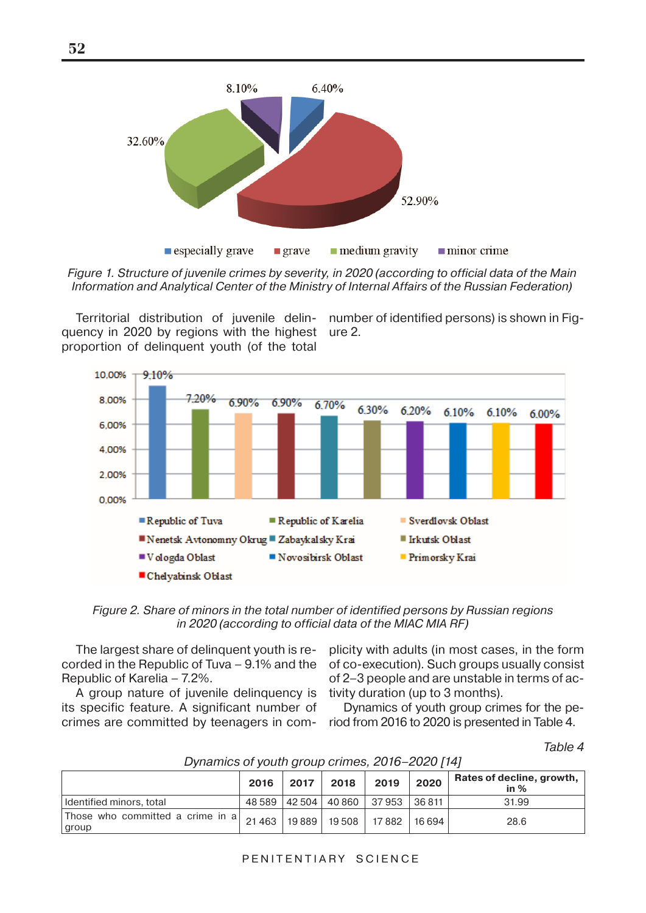*Figure 1. Structure of juvenile crimes by severity, in 2020 (according to official data of the Main Information and Analytical Center of the Ministry of Internal Affairs of the Russian Federation)*

Territorial distribution of juvenile delinquency in 2020 by regions with the highest proportion of delinquent youth (of the total number of identified persons) is shown in Figure 2.

*Figure 2. Share of minors in the total number of identified persons by Russian regions in 2020 (according to official data of the MIAC MIA RF)*

The largest share of delinquent youth is recorded in the Republic of Tuva – 9.1% and the Republic of Karelia – 7.2%.

A group nature of juvenile delinquency is its specific feature. A significant number of crimes are committed by teenagers in complicity with adults (in most cases, in the form of co-execution). Such groups usually consist of 2–3 people and are unstable in terms of activity duration (up to 3 months).

Dynamics of youth group crimes for the period from 2016 to 2020 is presented in Table 4.

*Table 4*

*Dynamics of youth group crimes, 2016–2020 [14]*

| | 2016 | 2017 | 2018 | 2019 | 2020 | Rates of decline, growth, in % |
|---|---|---|---|---|---|---|
| Identified minors, total | 48 589 | 42 504 | 40 860 | 37 953 | 36 811 | 31.99 |
| Those who committed a crime in a group | 21 463 | 19 889 | 19 508 | 17 882 | 16 694 | 28.6 |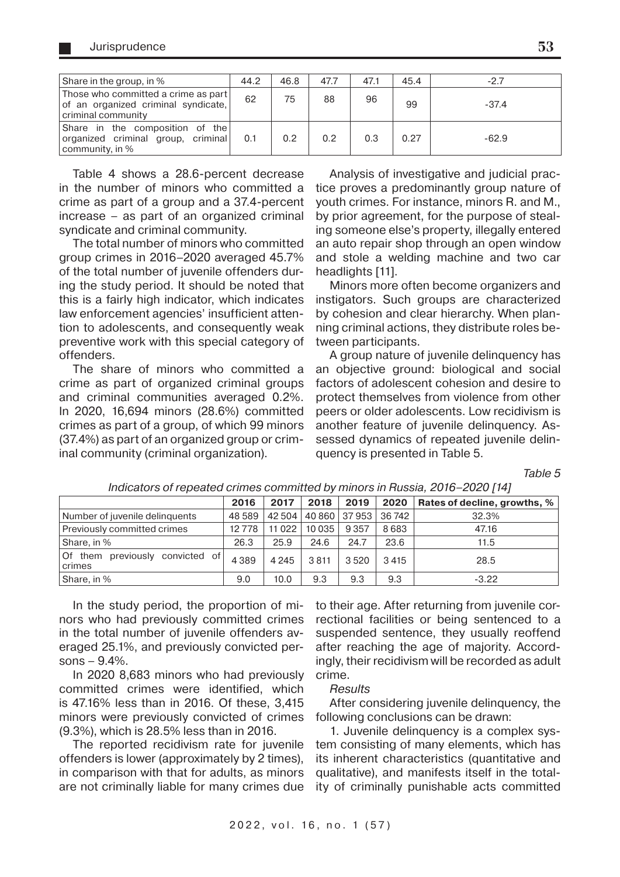| Share in the group, in % | 44.2 | 46.8 | 47.7 | 47.1 | 45.4 | -2.7 |
|---|---|---|---|---|---|---|
| Those who committed a crime as part of an organized criminal syndicate, criminal community | 62 | 75 | 88 | 96 | 99 | -37.4 |
| Share in the composition of the organized criminal group, criminal community, in % | 0.1 | 0.2 | 0.2 | 0.3 | 0.27 | -62.9 |

Table 4 shows a 28.6-percent decrease in the number of minors who committed a crime as part of a group and a 37.4-percent increase – as part of an organized criminal syndicate and criminal community.

The total number of minors who committed group crimes in 2016–2020 averaged 45.7% of the total number of juvenile offenders during the study period. It should be noted that this is a fairly high indicator, which indicates law enforcement agencies' insufficient attention to adolescents, and consequently weak preventive work with this special category of offenders.

The share of minors who committed a crime as part of organized criminal groups and criminal communities averaged 0.2%. In 2020, 16,694 minors (28.6%) committed crimes as part of a group, of which 99 minors (37.4%) as part of an organized group or criminal community (criminal organization).

Analysis of investigative and judicial practice proves a predominantly group nature of youth crimes. For instance, minors R. and M., by prior agreement, for the purpose of stealing someone else's property, illegally entered an auto repair shop through an open window and stole a welding machine and two car headlights [11].

Minors more often become organizers and instigators. Such groups are characterized by cohesion and clear hierarchy. When planning criminal actions, they distribute roles between participants.

A group nature of juvenile delinquency has an objective ground: biological and social factors of adolescent cohesion and desire to protect themselves from violence from other peers or older adolescents. Low recidivism is another feature of juvenile delinquency. Assessed dynamics of repeated juvenile delinquency is presented in Table 5.

*Table 5*

*Indicators of repeated crimes committed by minors in Russia, 2016–2020 [14]*

| | 2016 | 2017 | 2018 | 2019 | 2020 | Rates of decline, growths, % |
|---|---|---|---|---|---|---|
| Number of juvenile delinquents | 48 589 | 42 504 | 40 860 | 37 953 | 36 742 | 32.3% |
| Previously committed crimes | 12 778 | 11 022 | 10 035 | 9 357 | 8 683 | 47.16 |
| Share, in % | 26.3 | 25.9 | 24.6 | 24.7 | 23.6 | 11.5 |
| Of them previously convicted of crimes | 4 389 | 4 245 | 3 811 | 3 520 | 3 415 | 28.5 |
| Share, in % | 9.0 | 10.0 | 9.3 | 9.3 | 9.3 | -3.22 |

In the study period, the proportion of minors who had previously committed crimes in the total number of juvenile offenders averaged 25.1%, and previously convicted persons – 9.4%.

In 2020 8,683 minors who had previously committed crimes were identified, which is 47.16% less than in 2016. Of these, 3,415 minors were previously convicted of crimes (9.3%), which is 28.5% less than in 2016.

The reported recidivism rate for juvenile offenders is lower (approximately by 2 times), in comparison with that for adults, as minors are not criminally liable for many crimes due to their age. After returning from juvenile correctional facilities or being sentenced to a suspended sentence, they usually reoffend after reaching the age of majority. Accordingly, their recidivism will be recorded as adult crime.

*Results*

After considering juvenile delinquency, the following conclusions can be drawn:

1. Juvenile delinquency is a complex system consisting of many elements, which has its inherent characteristics (quantitative and qualitative), and manifests itself in the totality of criminally punishable acts committed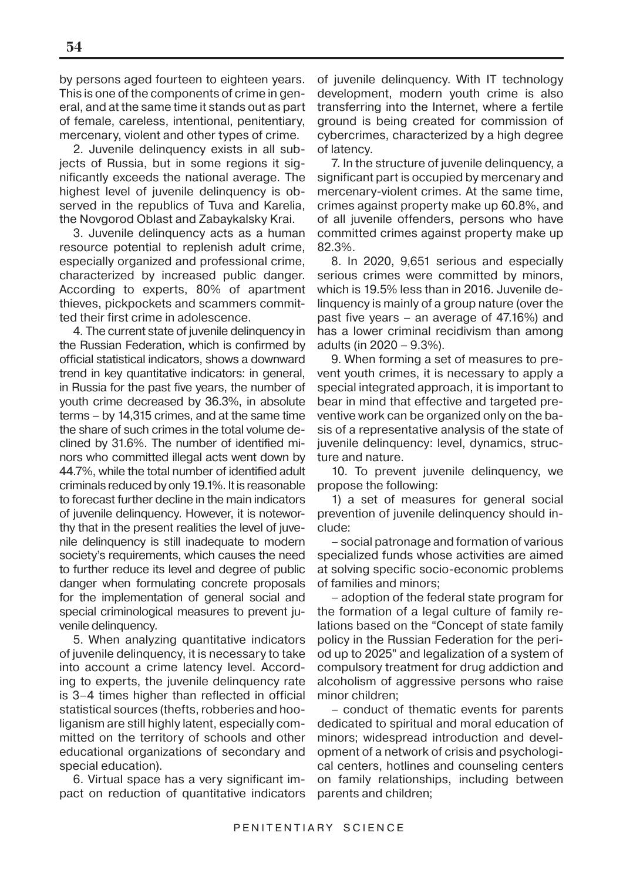by persons aged fourteen to eighteen years. This is one of the components of crime in general, and at the same time it stands out as part of female, careless, intentional, penitentiary, mercenary, violent and other types of crime.

2. Juvenile delinquency exists in all subjects of Russia, but in some regions it significantly exceeds the national average. The highest level of juvenile delinquency is observed in the republics of Tuva and Karelia, the Novgorod Oblast and Zabaykalsky Krai.

3. Juvenile delinquency acts as a human resource potential to replenish adult crime, especially organized and professional crime, characterized by increased public danger. According to experts, 80% of apartment thieves, pickpockets and scammers committed their first crime in adolescence.

4. The current state of juvenile delinquency in the Russian Federation, which is confirmed by official statistical indicators, shows a downward trend in key quantitative indicators: in general, in Russia for the past five years, the number of youth crime decreased by 36.3%, in absolute terms – by 14,315 crimes, and at the same time the share of such crimes in the total volume declined by 31.6%. The number of identified minors who committed illegal acts went down by 44.7%, while the total number of identified adult criminals reduced by only 19.1%. It is reasonable to forecast further decline in the main indicators of juvenile delinquency. However, it is noteworthy that in the present realities the level of juvenile delinquency is still inadequate to modern society's requirements, which causes the need to further reduce its level and degree of public danger when formulating concrete proposals for the implementation of general social and special criminological measures to prevent juvenile delinquency.

5. When analyzing quantitative indicators of juvenile delinquency, it is necessary to take into account a crime latency level. According to experts, the juvenile delinquency rate is 3–4 times higher than reflected in official statistical sources (thefts, robberies and hooliganism are still highly latent, especially committed on the territory of schools and other educational organizations of secondary and special education).

6. Virtual space has a very significant impact on reduction of quantitative indicators of juvenile delinquency. With IT technology development, modern youth crime is also transferring into the Internet, where a fertile ground is being created for commission of cybercrimes, characterized by a high degree of latency.

7. In the structure of juvenile delinquency, a significant part is occupied by mercenary and mercenary-violent crimes. At the same time, crimes against property make up 60.8%, and of all juvenile offenders, persons who have committed crimes against property make up 82.3%.

8. In 2020, 9,651 serious and especially serious crimes were committed by minors, which is 19.5% less than in 2016. Juvenile delinquency is mainly of a group nature (over the past five years – an average of 47.16%) and has a lower criminal recidivism than among adults (in 2020 – 9.3%).

9. When forming a set of measures to prevent youth crimes, it is necessary to apply a special integrated approach, it is important to bear in mind that effective and targeted preventive work can be organized only on the basis of a representative analysis of the state of juvenile delinquency: level, dynamics, structure and nature.

10. To prevent juvenile delinquency, we propose the following:

1) a set of measures for general social prevention of juvenile delinquency should include:

– social patronage and formation of various specialized funds whose activities are aimed at solving specific socio-economic problems of families and minors;

– adoption of the federal state program for the formation of a legal culture of family relations based on the "Concept of state family policy in the Russian Federation for the period up to 2025" and legalization of a system of compulsory treatment for drug addiction and alcoholism of aggressive persons who raise minor children;

– conduct of thematic events for parents dedicated to spiritual and moral education of minors; widespread introduction and development of a network of crisis and psychological centers, hotlines and counseling centers on family relationships, including between parents and children;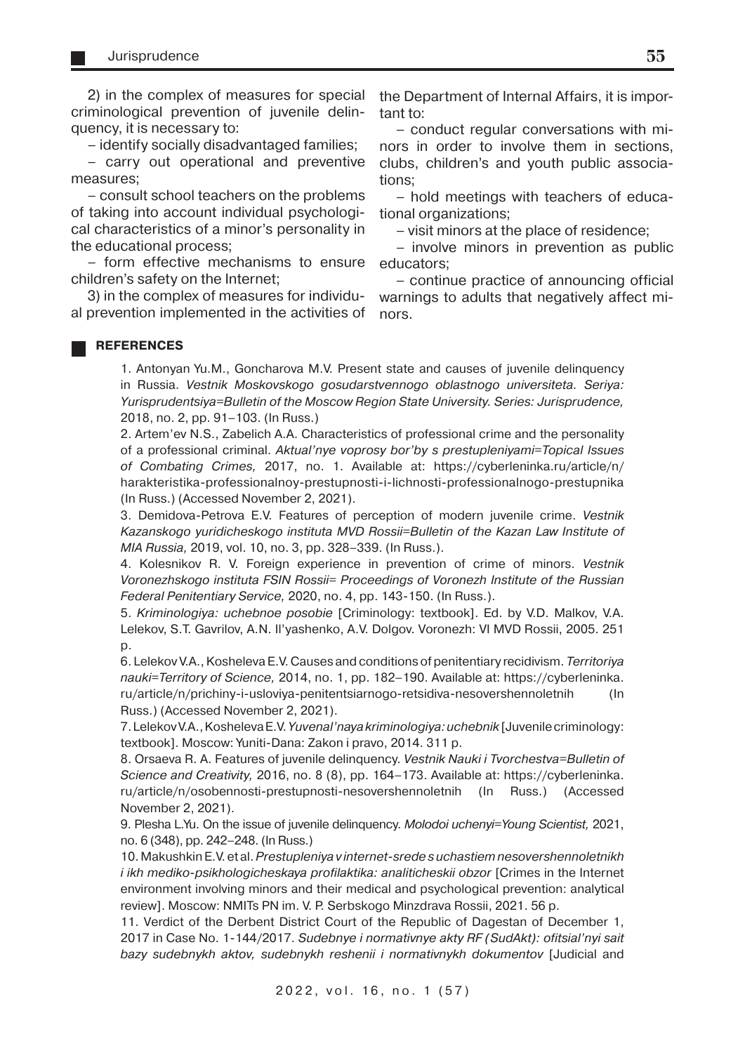2) in the complex of measures for special criminological prevention of juvenile delinquency, it is necessary to:

– identify socially disadvantaged families;

– carry out operational and preventive measures;

– consult school teachers on the problems of taking into account individual psychological characteristics of a minor's personality in the educational process;

– form effective mechanisms to ensure children's safety on the Internet;

3) in the complex of measures for individual prevention implemented in the activities of the Department of Internal Affairs, it is important to:

– conduct regular conversations with minors in order to involve them in sections, clubs, children's and youth public associations;

– hold meetings with teachers of educational organizations;

– visit minors at the place of residence;

– involve minors in prevention as public educators;

– continue practice of announcing official warnings to adults that negatively affect minors.

## REFERENCES

1. Antonyan Yu.M., Goncharova M.V. Present state and causes of juvenile delinquency in Russia. *Vestnik Moskovskogo gosudarstvennogo oblastnogo universiteta. Seriya: Yurisprudentsiya=Bulletin of the Moscow Region State University. Series: Jurisprudence,* 2018, no. 2, pp. 91–103. (In Russ.)

2. Artem'ev N.S., Zabelich A.A. Characteristics of professional crime and the personality of a professional criminal. *Aktual'nye voprosy bor'by s prestupleniyami=Topical Issues of Combating Crimes,* 2017, no. 1. Available at: https://cyberleninka.ru/article/n/harakteristika-professionalnoy-prestupnosti-i-lichnosti-professionalnogo-prestupnika (In Russ.) (Accessed November 2, 2021).

3. Demidova-Petrova E.V. Features of perception of modern juvenile crime. *Vestnik Kazanskogo yuridicheskogo instituta MVD Rossii=Bulletin of the Kazan Law Institute of MIA Russia,* 2019, vol. 10, no. 3, pp. 328–339. (In Russ.).

4. Kolesnikov R. V. Foreign experience in prevention of crime of minors. *Vestnik Voronezhskogo instituta FSIN Rossii= Proceedings of Voronezh Institute of the Russian Federal Penitentiary Service,* 2020, no. 4, pp. 143-150. (In Russ.).

5. *Kriminologiya: uchebnoe posobie* [Criminology: textbook]. Ed. by V.D. Malkov, V.A. Lelekov, S.T. Gavrilov, A.N. Il'yashenko, A.V. Dolgov. Voronezh: VI MVD Rossii, 2005. 251 p.

6. Lelekov V.A., Kosheleva E.V. Causes and conditions of penitentiary recidivism. *Territoriya nauki=Territory of Science,* 2014, no. 1, pp. 182–190. Available at: https://cyberleninka.ru/article/n/prichiny-i-usloviya-penitentsiarnogo-retsidiva-nesovershennoletnih (In Russ.) (Accessed November 2, 2021).

7. Lelekov V.A., Kosheleva E.V. *Yuvenal'naya kriminologiya: uchebnik* [Juvenile criminology: textbook]. Moscow: Yuniti-Dana: Zakon i pravo, 2014. 311 p.

8. Orsaeva R. A. Features of juvenile delinquency. *Vestnik Nauki i Tvorchestva=Bulletin of Science and Creativity,* 2016, no. 8 (8), pp. 164–173. Available at: https://cyberleninka.ru/article/n/osobennosti-prestupnosti-nesovershennoletnih (In Russ.) (Accessed November 2, 2021).

9. Plesha L.Yu. On the issue of juvenile delinquency. *Molodoi uchenyi=Young Scientist,* 2021, no. 6 (348), pp. 242–248. (In Russ.)

10. Makushkin E.V. et al. *Prestupleniya v internet-srede s uchastiem nesovershennoletnikh i ikh mediko-psikhologicheskaya profilaktika: analiticheskii obzor* [Crimes in the Internet environment involving minors and their medical and psychological prevention: analytical review]. Moscow: NMITs PN im. V. P. Serbskogo Minzdrava Rossii, 2021. 56 p.

11. Verdict of the Derbent District Court of the Republic of Dagestan of December 1, 2017 in Case No. 1-144/2017. *Sudebnye i normativnye akty RF (SudAkt): ofitsial'nyi sait bazy sudebnykh aktov, sudebnykh reshenii i normativnykh dokumentov* [Judicial and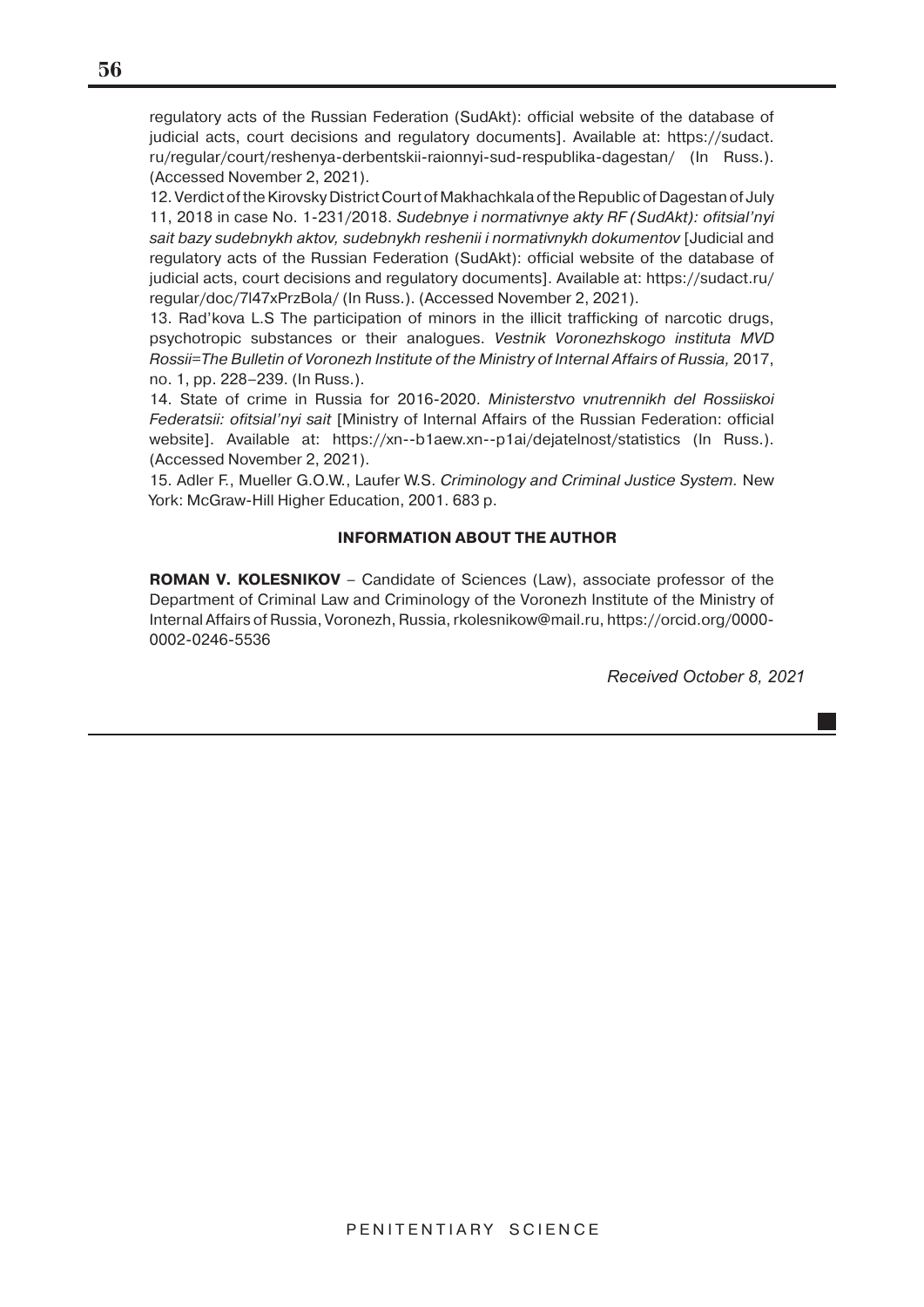regulatory acts of the Russian Federation (SudAkt): official website of the database of judicial acts, court decisions and regulatory documents]. Available at: https://sudact.ru/regular/court/reshenya-derbentskii-raionnyi-sud-respublika-dagestan/ (In Russ.). (Accessed November 2, 2021).

12. Verdict of the Kirovsky District Court of Makhachkala of the Republic of Dagestan of July 11, 2018 in case No. 1-231/2018. *Sudebnye i normativnye akty RF (SudAkt): ofitsial'nyi sait bazy sudebnykh aktov, sudebnykh reshenii i normativnykh dokumentov* [Judicial and regulatory acts of the Russian Federation (SudAkt): official website of the database of judicial acts, court decisions and regulatory documents]. Available at: https://sudact.ru/regular/doc/7l47xPrzBola/ (In Russ.). (Accessed November 2, 2021).

13. Rad'kova L.S The participation of minors in the illicit trafficking of narcotic drugs, psychotropic substances or their analogues. *Vestnik Voronezhskogo instituta MVD Rossii=The Bulletin of Voronezh Institute of the Ministry of Internal Affairs of Russia,* 2017, no. 1, pp. 228–239. (In Russ.).

14. State of crime in Russia for 2016-2020. *Ministerstvo vnutrennikh del Rossiiskoi Federatsii: ofitsial'nyi sait* [Ministry of Internal Affairs of the Russian Federation: official website]. Available at: https://xn--b1aew.xn--p1ai/dejatelnost/statistics (In Russ.). (Accessed November 2, 2021).

15. Adler F., Mueller G.O.W., Laufer W.S. *Criminology and Criminal Justice System.* New York: McGraw-Hill Higher Education, 2001. 683 p.

### INFORMATION ABOUT THE AUTHOR

**ROMAN V. KOLESNIKOV** – Candidate of Sciences (Law), associate professor of the Department of Criminal Law and Criminology of the Voronezh Institute of the Ministry of Internal Affairs of Russia, Voronezh, Russia, rkolesnikow@mail.ru, https://orcid.org/0000-0002-0246-5536

*Received October 8, 2021*